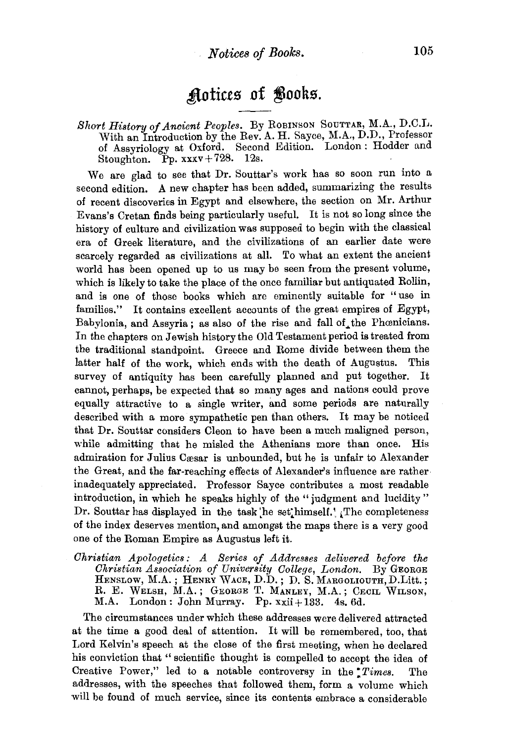# Notices of Books.

*Short History of Ancient Peoples.* By ROBINSON SOUTTAR, M.A., D.C.L. With an Introduction by the Rev. A. H. Sayce, M.A., D.D., Professor of Assyriology at Oxford. Second Edition. London: Hodder and Stoughton. Pp. xxxv + 728. 12s.

We are glad to see that Dr. Souttar's work has so soon run into a second edition. A new chapter has been added, summarizing the results of recent discoveries in Egypt and elsewhere, the section on Mr. Arthur Evans's Cretan finds being particularly useful. It is not so long since the history of culture and civilization was supposed to begin with the classical era of Greek literature, and the civilizations of an earlier date were scarcely regarded as civilizations at all. To what an extent the ancient world has been opened up to us may be seen from the present volume, which is likely to take the place of the once familiar but antiquated Rollin, and is one of those books which are eminently suitable for "use in families." It contains excellent accounts of the great empires of Egypt, Babylonia, and Assyria; as also of the rise and fall of the Phœnicians. In the chapters on Jewish history the Old Testament period is treated from the traditional standpoint. Greece and Rome divide between them the latter half of the work, which ends with the death of Augustus. This survey of antiquity has been carefully planned and put together. It cannot, perhaps, be expected that so many ages and nations could prove equally attractive to a single writer, and some periods are naturally described with a more sympathetic pen than others. It may be noticed that Dr. Souttar considers Cleon to have been a much maligned person, while admitting that he misled the Athenians more than once. His admiration for Julius Cæsar is unbounded, but he is unfair to Alexander the Great, and the far-reaching effects of Alexander's influence are rather inadequately appreciated. Professor Sayce contributes a most readable introduction, in which he speaks highly of the "judgment and lucidity" Dr. Souttar has displayed in the task he set himself. The completeness of the index deserves mention, and amongst the maps there is a very good one of the Roman Empire as Augustus left it.

*Christian Apologetics: A Series of Addresses delivered before the Christian Association of University College, London.* By GEORGE HENSLOW, M.A.; HENRY WACE, D.D.; D. S. MARGOLIOUTH, D.Litt.; R. E. WELSH, M.A.; GEORGE T. MANLEY, M.A.; CECIL WILSON, M.A. London: John Murray. Pp. xxii + 133. 4s. 6d.

The circumstances under which these addresses were delivered attracted at the time a good deal of attention. It will be remembered, too, that Lord Kelvin's speech at the close of the first meeting, when he declared his conviction that "scientific thought is compelled to accept the idea of Creative Power," led to a notable controversy in the *Times*. The addresses, with the speeches that followed them, form a volume which will be found of much service, since its contents embrace a considerable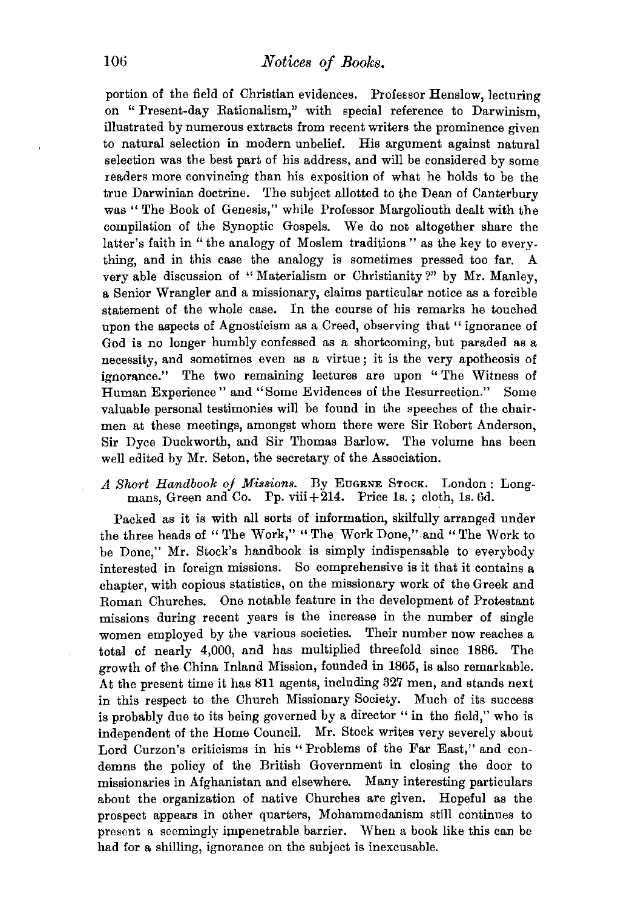portion of the field of Christian evidences. Professor Henslow, lecturing on "Present-day Rationalism," with special reference to Darwinism, illustrated by numerous extracts from recent writers the prominence given to natural selection in modern unbelief. His argument against natural selection was the best part of his address, and will be considered by some readers more convincing than his exposition of what he holds to be the true Darwinian doctrine. The subject allotted to the Dean of Canterbury was "The Book of Genesis," while Professor Margoliouth dealt with the compilation of the Synoptic Gospels. We do not altogether share the latter's faith in "the analogy of Moslem traditions" as the key to everything, and in this case the analogy is sometimes pressed too far. A very able discussion of "Materialism or Christianity?" by Mr. Manley, a Senior Wrangler and a missionary, claims particular notice as a forcible statement of the whole case. In the course of his remarks he touched upon the aspects of Agnosticism as a Creed, observing that "ignorance of God is no longer humbly confessed as a shortcoming, but paraded as a necessity, and sometimes even as a virtue; it is the very apotheosis of ignorance." The two remaining lectures are upon "The Witness of Human Experience" and "Some Evidences of the Resurrection." Some valuable personal testimonies will be found in the speeches of the chairmen at these meetings, amongst whom there were Sir Robert Anderson, Sir Dyce Duckworth, and Sir Thomas Barlow. The volume has been well edited by Mr. Seton, the secretary of the Association.

*A Short Handbook of Missions.* By Eugene Stock. London: Longmans, Green and Co. Pp. viii+214. Price 1s.; cloth, 1s. 6d.

Packed as it is with all sorts of information, skilfully arranged under the three heads of "The Work," "The Work Done," and "The Work to be Done," Mr. Stock's handbook is simply indispensable to everybody interested in foreign missions. So comprehensive is it that it contains a chapter, with copious statistics, on the missionary work of the Greek and Roman Churches. One notable feature in the development of Protestant missions during recent years is the increase in the number of single women employed by the various societies. Their number now reaches a total of nearly 4,000, and has multiplied threefold since 1886. The growth of the China Inland Mission, founded in 1865, is also remarkable. At the present time it has 811 agents, including 327 men, and stands next in this respect to the Church Missionary Society. Much of its success is probably due to its being governed by a director "in the field," who is independent of the Home Council. Mr. Stock writes very severely about Lord Curzon's criticisms in his "Problems of the Far East," and condemns the policy of the British Government in closing the door to missionaries in Afghanistan and elsewhere. Many interesting particulars about the organization of native Churches are given. Hopeful as the prospect appears in other quarters, Mohammedanism still continues to present a seemingly impenetrable barrier. When a book like this can be had for a shilling, ignorance on the subject is inexcusable.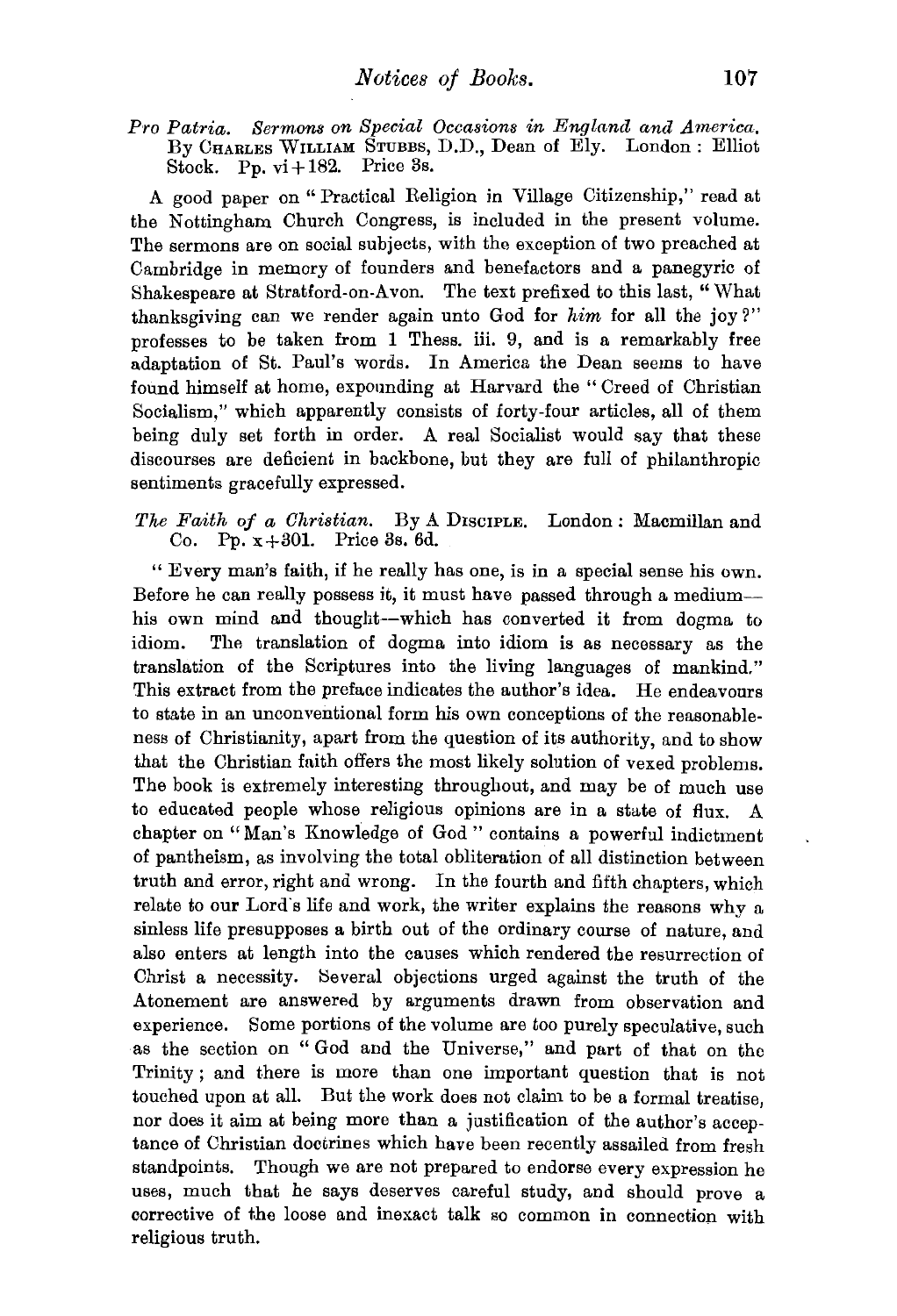*Pro Patria. Sermons on Special Occasions in England and America.* By Charles William Stubbs, D.D., Dean of Ely. London: Elliot Stock. Pp. vi + 182. Price 3s.

A good paper on "Practical Religion in Village Citizenship," read at the Nottingham Church Congress, is included in the present volume. The sermons are on social subjects, with the exception of two preached at Cambridge in memory of founders and benefactors and a panegyric of Shakespeare at Stratford-on-Avon. The text prefixed to this last, "What thanksgiving can we render again unto God for *him* for all the joy?" professes to be taken from 1 Thess. iii. 9, and is a remarkably free adaptation of St. Paul's words. In America the Dean seems to have found himself at home, expounding at Harvard the "Creed of Christian Socialism," which apparently consists of forty-four articles, all of them being duly set forth in order. A real Socialist would say that these discourses are deficient in backbone, but they are full of philanthropic sentiments gracefully expressed.

*The Faith of a Christian.* By A Disciple. London: Macmillan and Co. Pp. x + 301. Price 3s. 6d.

"Every man's faith, if he really has one, is in a special sense his own. Before he can really possess it, it must have passed through a medium—his own mind and thought—which has converted it from dogma to idiom. The translation of dogma into idiom is as necessary as the translation of the Scriptures into the living languages of mankind." This extract from the preface indicates the author's idea. He endeavours to state in an unconventional form his own conceptions of the reasonableness of Christianity, apart from the question of its authority, and to show that the Christian faith offers the most likely solution of vexed problems. The book is extremely interesting throughout, and may be of much use to educated people whose religious opinions are in a state of flux. A chapter on "Man's Knowledge of God" contains a powerful indictment of pantheism, as involving the total obliteration of all distinction between truth and error, right and wrong. In the fourth and fifth chapters, which relate to our Lord's life and work, the writer explains the reasons why a sinless life presupposes a birth out of the ordinary course of nature, and also enters at length into the causes which rendered the resurrection of Christ a necessity. Several objections urged against the truth of the Atonement are answered by arguments drawn from observation and experience. Some portions of the volume are too purely speculative, such as the section on "God and the Universe," and part of that on the Trinity; and there is more than one important question that is not touched upon at all. But the work does not claim to be a formal treatise, nor does it aim at being more than a justification of the author's acceptance of Christian doctrines which have been recently assailed from fresh standpoints. Though we are not prepared to endorse every expression he uses, much that he says deserves careful study, and should prove a corrective of the loose and inexact talk so common in connection with religious truth.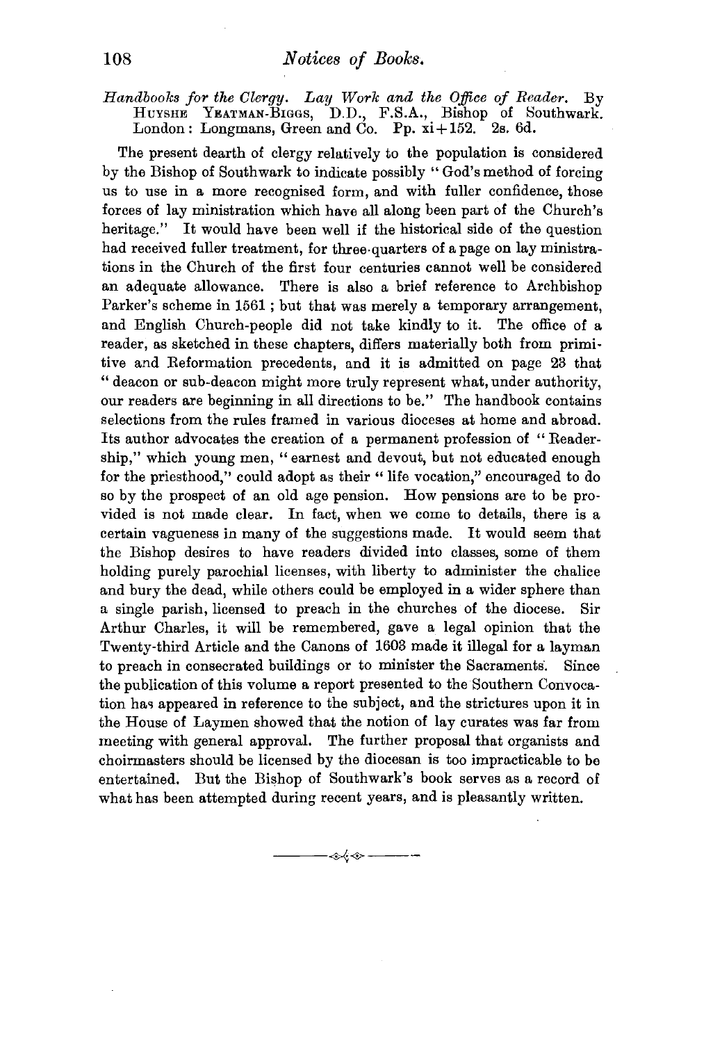*Handbooks for the Clergy. Lay Work and the Office of Reader.* By HUYSHE YEATMAN-BIGGS, D.D., F.S.A., Bishop of Southwark. London: Longmans, Green and Co. Pp. xi+152. 2s. 6d.

The present dearth of clergy relatively to the population is considered by the Bishop of Southwark to indicate possibly "God's method of forcing us to use in a more recognised form, and with fuller confidence, those forces of lay ministration which have all along been part of the Church's heritage." It would have been well if the historical side of the question had received fuller treatment, for three-quarters of a page on lay ministrations in the Church of the first four centuries cannot well be considered an adequate allowance. There is also a brief reference to Archbishop Parker's scheme in 1561; but that was merely a temporary arrangement, and English Church-people did not take kindly to it. The office of a reader, as sketched in these chapters, differs materially both from primitive and Reformation precedents, and it is admitted on page 23 that "deacon or sub-deacon might more truly represent what, under authority, our readers are beginning in all directions to be." The handbook contains selections from the rules framed in various dioceses at home and abroad. Its author advocates the creation of a permanent profession of "Readership," which young men, "earnest and devout, but not educated enough for the priesthood," could adopt as their "life vocation," encouraged to do so by the prospect of an old age pension. How pensions are to be provided is not made clear. In fact, when we come to details, there is a certain vagueness in many of the suggestions made. It would seem that the Bishop desires to have readers divided into classes, some of them holding purely parochial licenses, with liberty to administer the chalice and bury the dead, while others could be employed in a wider sphere than a single parish, licensed to preach in the churches of the diocese. Sir Arthur Charles, it will be remembered, gave a legal opinion that the Twenty-third Article and the Canons of 1603 made it illegal for a layman to preach in consecrated buildings or to minister the Sacraments. Since the publication of this volume a report presented to the Southern Convocation has appeared in reference to the subject, and the strictures upon it in the House of Laymen showed that the notion of lay curates was far from meeting with general approval. The further proposal that organists and choirmasters should be licensed by the diocesan is too impracticable to be entertained. But the Bishop of Southwark's book serves as a record of what has been attempted during recent years, and is pleasantly written.